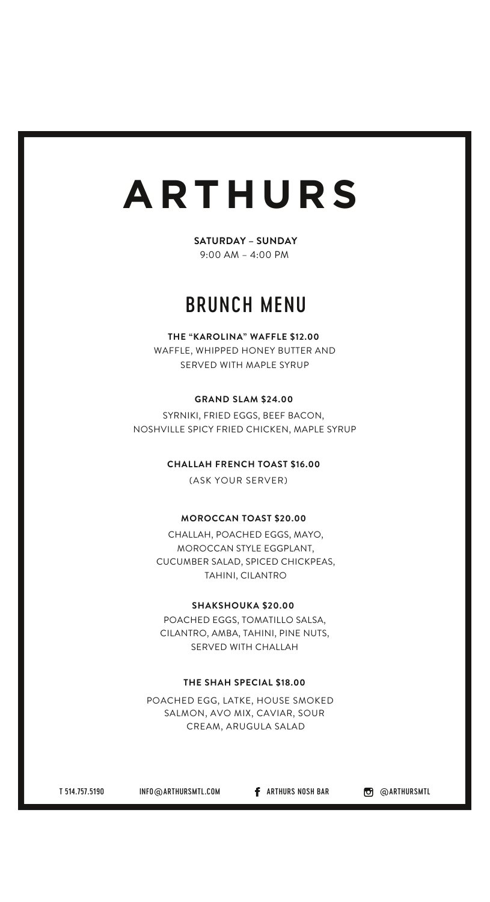# ARTHURS

**SATURDAY – SUNDAY**
9:00 AM – 4:00 PM

## BRUNCH MENU

**THE "KAROLINA" WAFFLE $12.00**
WAFFLE, WHIPPED HONEY BUTTER AND SERVED WITH MAPLE SYRUP

**GRAND SLAM $24.00**
SYRNIKI, FRIED EGGS, BEEF BACON, NOSHVILLE SPICY FRIED CHICKEN, MAPLE SYRUP

**CHALLAH FRENCH TOAST $16.00**
(ASK YOUR SERVER)

**MOROCCAN TOAST $20.00**
CHALLAH, POACHED EGGS, MAYO, MOROCCAN STYLE EGGPLANT, CUCUMBER SALAD, SPICED CHICKPEAS, TAHINI, CILANTRO

**SHAKSHOUKA $20.00**
POACHED EGGS, TOMATILLO SALSA, CILANTRO, AMBA, TAHINI, PINE NUTS, SERVED WITH CHALLAH

**THE SHAH SPECIAL $18.00**
POACHED EGG, LATKE, HOUSE SMOKED SALMON, AVO MIX, CAVIAR, SOUR CREAM, ARUGULA SALAD

T 514.757.5190 INFO@ARTHURSMTL.COM ARTHURS NOSH BAR @ARTHURSMTL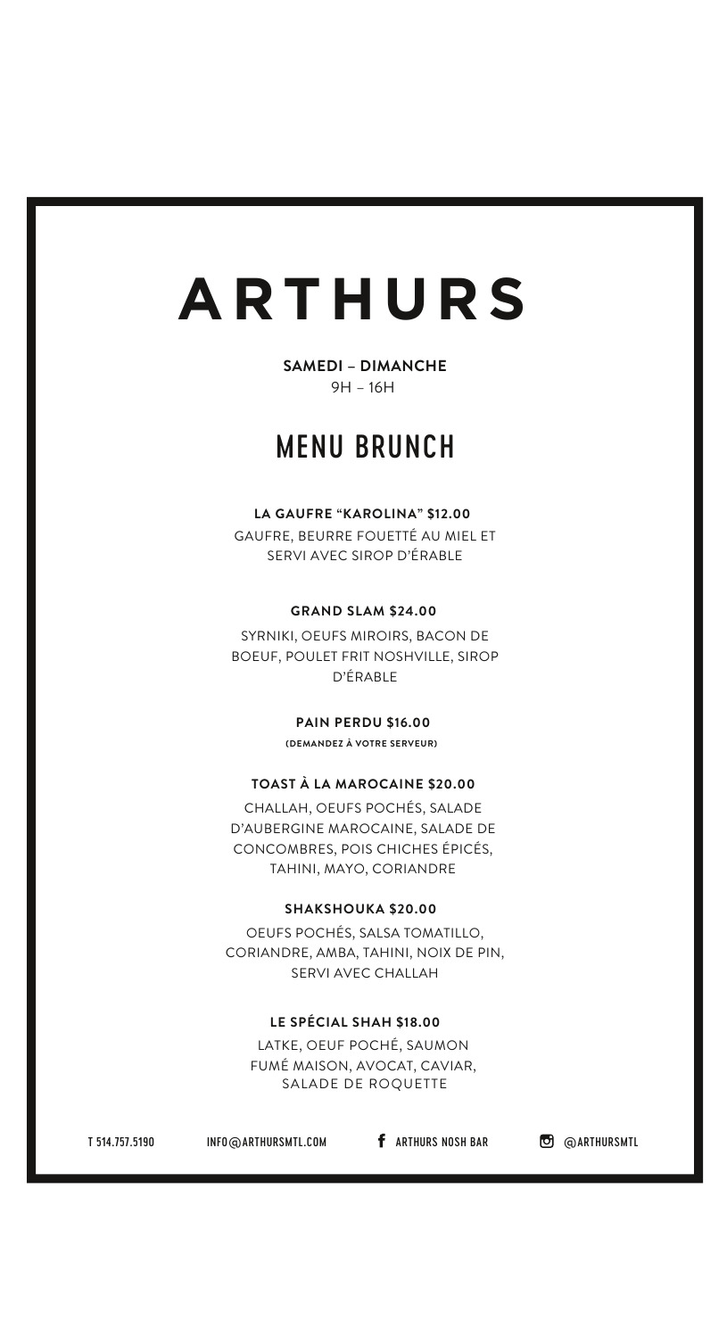# ARTHURS

**SAMEDI – DIMANCHE**
9H – 16H

## MENU BRUNCH

**LA GAUFRE "KAROLINA" $12.00**
GAUFRE, BEURRE FOUETTÉ AU MIEL ET SERVI AVEC SIROP D'ÉRABLE

**GRAND SLAM $24.00**
SYRNIKI, OEUFS MIROIRS, BACON DE BOEUF, POULET FRIT NOSHVILLE, SIROP D'ÉRABLE

**PAIN PERDU $16.00**
**(DEMANDEZ À VOTRE SERVEUR)**

**TOAST À LA MAROCAINE $20.00**
CHALLAH, OEUFS POCHÉS, SALADE D'AUBERGINE MAROCAINE, SALADE DE CONCOMBRES, POIS CHICHES ÉPICÉS, TAHINI, MAYO, CORIANDRE

**SHAKSHOUKA $20.00**
OEUFS POCHÉS, SALSA TOMATILLO, CORIANDRE, AMBA, TAHINI, NOIX DE PIN, SERVI AVEC CHALLAH

**LE SPÉCIAL SHAH $18.00**
LATKE, OEUF POCHÉ, SAUMON FUMÉ MAISON, AVOCAT, CAVIAR, SALADE DE ROQUETTE

T 514.757.5190 INFO@ARTHURSMTL.COM ARTHURS NOSH BAR @ARTHURSMTL